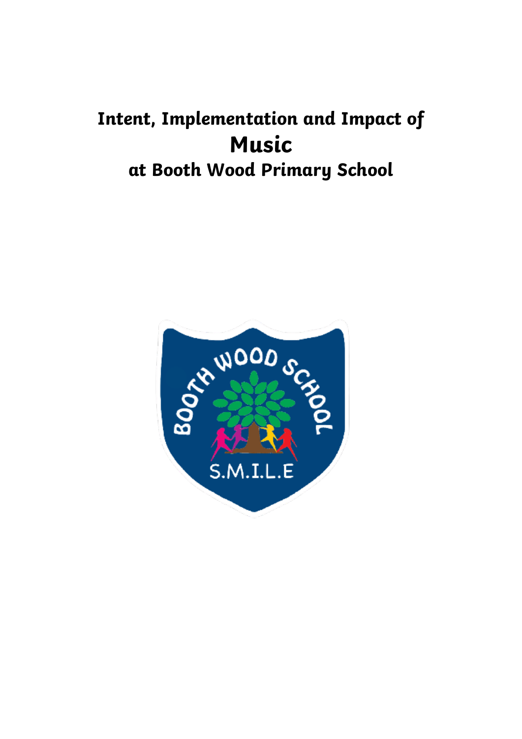# Intent, Implementation and Impact of
# Music
# at Booth Wood Primary School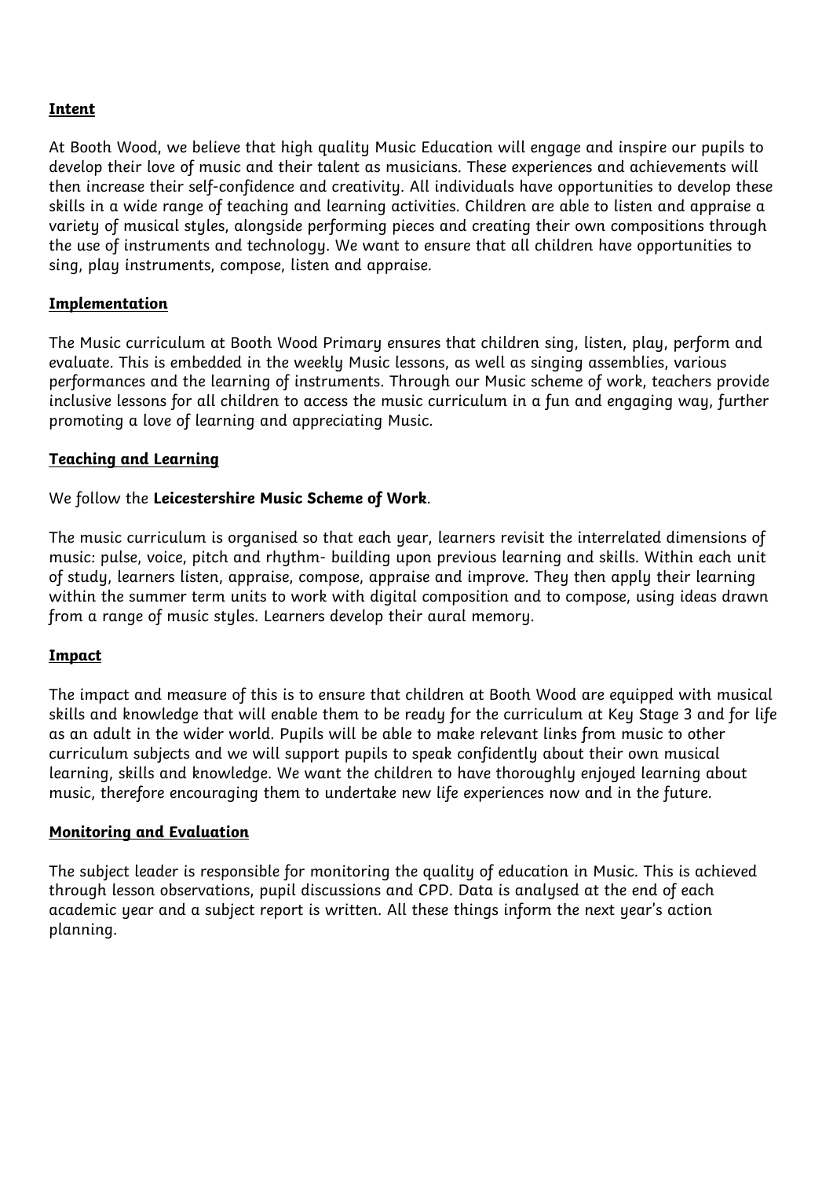**Intent**

At Booth Wood, we believe that high quality Music Education will engage and inspire our pupils to develop their love of music and their talent as musicians. These experiences and achievements will then increase their self-confidence and creativity. All individuals have opportunities to develop these skills in a wide range of teaching and learning activities. Children are able to listen and appraise a variety of musical styles, alongside performing pieces and creating their own compositions through the use of instruments and technology. We want to ensure that all children have opportunities to sing, play instruments, compose, listen and appraise.

**Implementation**

The Music curriculum at Booth Wood Primary ensures that children sing, listen, play, perform and evaluate. This is embedded in the weekly Music lessons, as well as singing assemblies, various performances and the learning of instruments. Through our Music scheme of work, teachers provide inclusive lessons for all children to access the music curriculum in a fun and engaging way, further promoting a love of learning and appreciating Music.

**Teaching and Learning**

We follow the **Leicestershire Music Scheme of Work**.

The music curriculum is organised so that each year, learners revisit the interrelated dimensions of music: pulse, voice, pitch and rhythm- building upon previous learning and skills. Within each unit of study, learners listen, appraise, compose, appraise and improve. They then apply their learning within the summer term units to work with digital composition and to compose, using ideas drawn from a range of music styles. Learners develop their aural memory.

**Impact**

The impact and measure of this is to ensure that children at Booth Wood are equipped with musical skills and knowledge that will enable them to be ready for the curriculum at Key Stage 3 and for life as an adult in the wider world. Pupils will be able to make relevant links from music to other curriculum subjects and we will support pupils to speak confidently about their own musical learning, skills and knowledge. We want the children to have thoroughly enjoyed learning about music, therefore encouraging them to undertake new life experiences now and in the future.

**Monitoring and Evaluation**

The subject leader is responsible for monitoring the quality of education in Music. This is achieved through lesson observations, pupil discussions and CPD. Data is analysed at the end of each academic year and a subject report is written. All these things inform the next year's action planning.